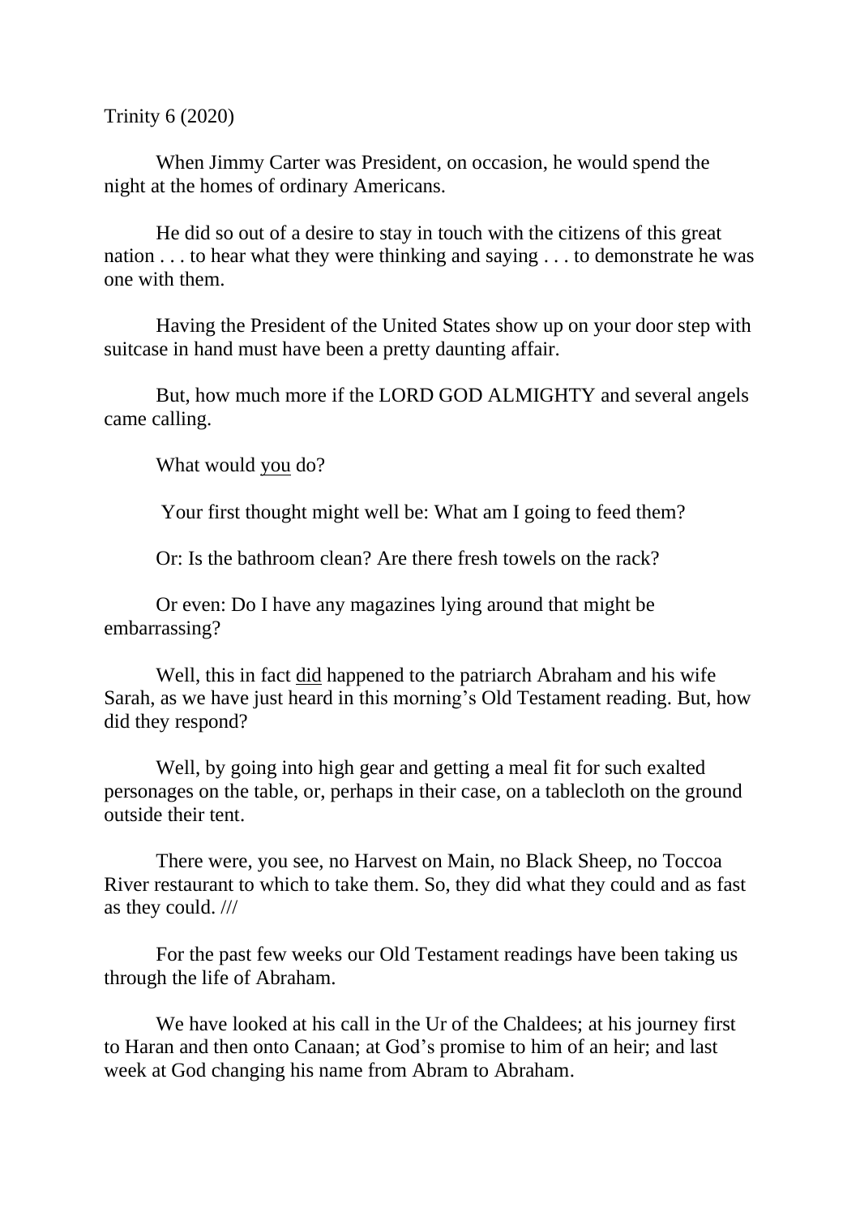Trinity 6 (2020)

When Jimmy Carter was President, on occasion, he would spend the night at the homes of ordinary Americans.

He did so out of a desire to stay in touch with the citizens of this great nation . . . to hear what they were thinking and saying . . . to demonstrate he was one with them.

Having the President of the United States show up on your door step with suitcase in hand must have been a pretty daunting affair.

But, how much more if the LORD GOD ALMIGHTY and several angels came calling.

What would <u>you</u> do?

Your first thought might well be: What am I going to feed them?

Or: Is the bathroom clean? Are there fresh towels on the rack?

Or even: Do I have any magazines lying around that might be embarrassing?

Well, this in fact <u>did</u> happened to the patriarch Abraham and his wife Sarah, as we have just heard in this morning's Old Testament reading. But, how did they respond?

Well, by going into high gear and getting a meal fit for such exalted personages on the table, or, perhaps in their case, on a tablecloth on the ground outside their tent.

There were, you see, no Harvest on Main, no Black Sheep, no Toccoa River restaurant to which to take them. So, they did what they could and as fast as they could. ///

For the past few weeks our Old Testament readings have been taking us through the life of Abraham.

We have looked at his call in the Ur of the Chaldees; at his journey first to Haran and then onto Canaan; at God's promise to him of an heir; and last week at God changing his name from Abram to Abraham.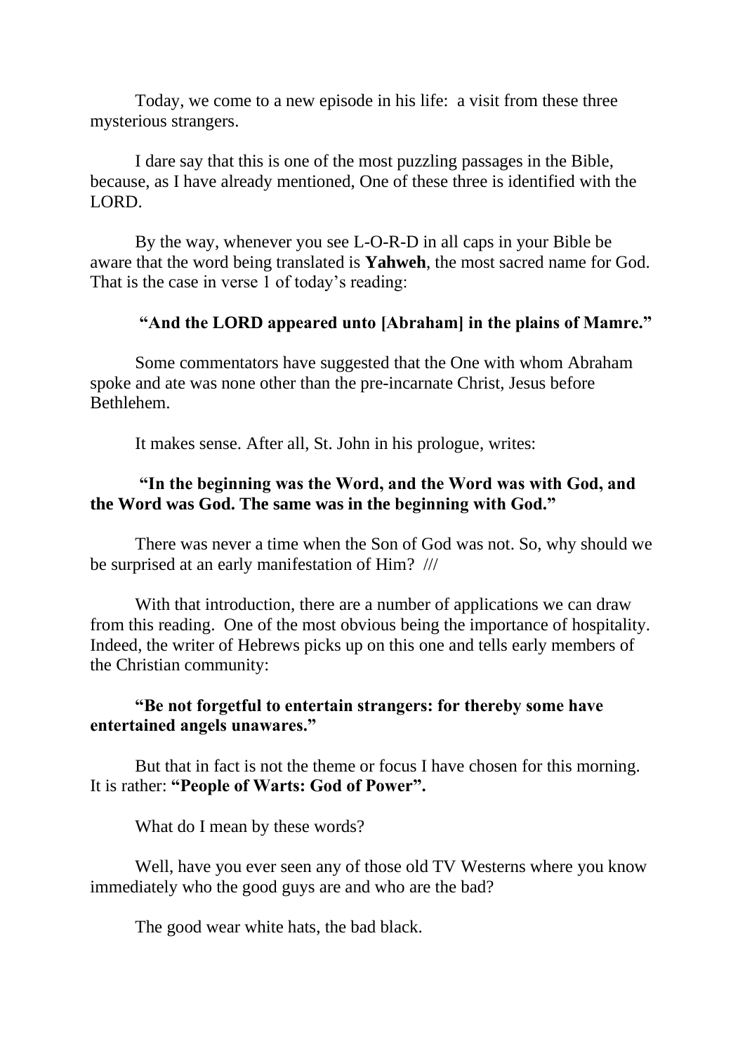Today, we come to a new episode in his life: a visit from these three mysterious strangers.

I dare say that this is one of the most puzzling passages in the Bible, because, as I have already mentioned, One of these three is identified with the LORD.

By the way, whenever you see L-O-R-D in all caps in your Bible be aware that the word being translated is **Yahweh**, the most sacred name for God. That is the case in verse 1 of today's reading:

**"And the LORD appeared unto [Abraham] in the plains of Mamre."**

Some commentators have suggested that the One with whom Abraham spoke and ate was none other than the pre-incarnate Christ, Jesus before Bethlehem.

It makes sense. After all, St. John in his prologue, writes:

**"In the beginning was the Word, and the Word was with God, and the Word was God. The same was in the beginning with God."**

There was never a time when the Son of God was not. So, why should we be surprised at an early manifestation of Him? ///

With that introduction, there are a number of applications we can draw from this reading. One of the most obvious being the importance of hospitality. Indeed, the writer of Hebrews picks up on this one and tells early members of the Christian community:

**"Be not forgetful to entertain strangers: for thereby some have entertained angels unawares."**

But that in fact is not the theme or focus I have chosen for this morning. It is rather: **"People of Warts: God of Power".**

What do I mean by these words?

Well, have you ever seen any of those old TV Westerns where you know immediately who the good guys are and who are the bad?

The good wear white hats, the bad black.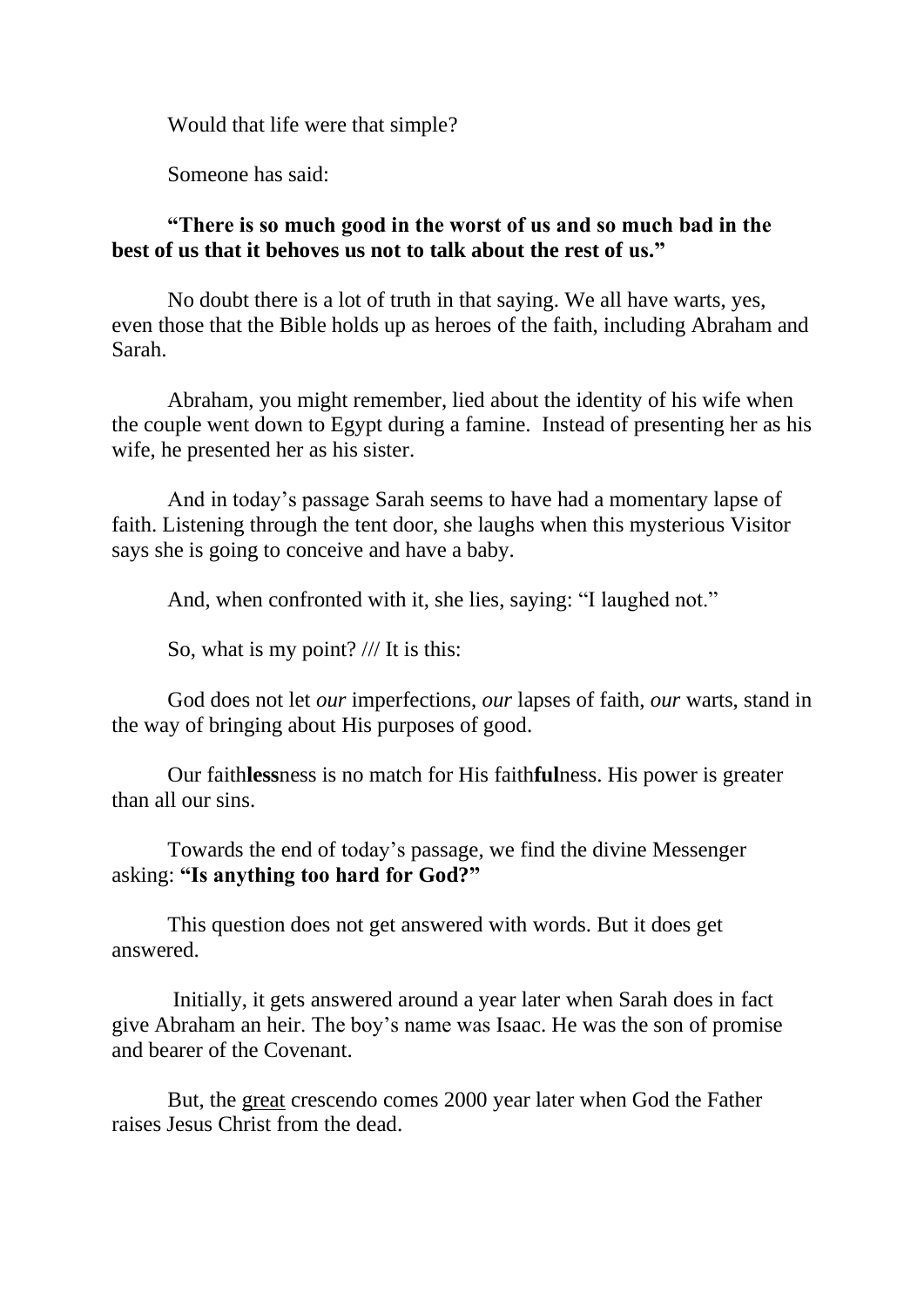Would that life were that simple?

Someone has said:

**“There is so much good in the worst of us and so much bad in the best of us that it behoves us not to talk about the rest of us.”**

No doubt there is a lot of truth in that saying. We all have warts, yes, even those that the Bible holds up as heroes of the faith, including Abraham and Sarah.

Abraham, you might remember, lied about the identity of his wife when the couple went down to Egypt during a famine. Instead of presenting her as his wife, he presented her as his sister.

And in today’s passage Sarah seems to have had a momentary lapse of faith. Listening through the tent door, she laughs when this mysterious Visitor says she is going to conceive and have a baby.

And, when confronted with it, she lies, saying: “I laughed not.”

So, what is my point? /// It is this:

God does not let *our* imperfections, *our* lapses of faith, *our* warts, stand in the way of bringing about His purposes of good.

Our faith**less**ness is no match for His faith**ful**ness. His power is greater than all our sins.

Towards the end of today’s passage, we find the divine Messenger asking: **“Is anything too hard for God?”**

This question does not get answered with words. But it does get answered.

Initially, it gets answered around a year later when Sarah does in fact give Abraham an heir. The boy’s name was Isaac. He was the son of promise and bearer of the Covenant.

But, the <u>great</u> crescendo comes 2000 year later when God the Father raises Jesus Christ from the dead.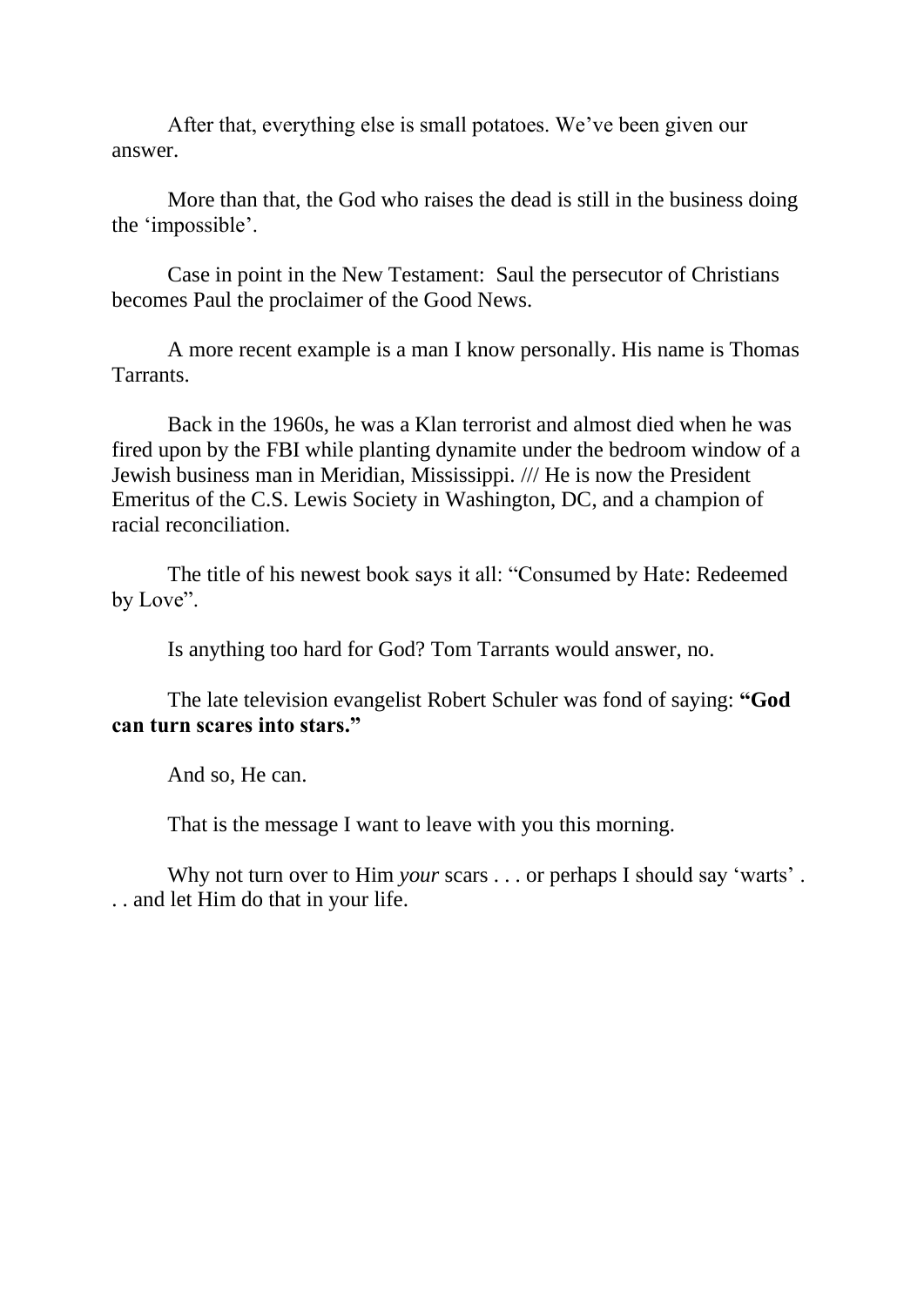After that, everything else is small potatoes. We've been given our answer.

More than that, the God who raises the dead is still in the business doing the 'impossible'.

Case in point in the New Testament:  Saul the persecutor of Christians becomes Paul the proclaimer of the Good News.

A more recent example is a man I know personally. His name is Thomas Tarrants.

Back in the 1960s, he was a Klan terrorist and almost died when he was fired upon by the FBI while planting dynamite under the bedroom window of a Jewish business man in Meridian, Mississippi. /// He is now the President Emeritus of the C.S. Lewis Society in Washington, DC, and a champion of racial reconciliation.

The title of his newest book says it all: "Consumed by Hate: Redeemed by Love".

Is anything too hard for God? Tom Tarrants would answer, no.

The late television evangelist Robert Schuler was fond of saying: **"God can turn scares into stars."**

And so, He can.

That is the message I want to leave with you this morning.

Why not turn over to Him *your* scars . . . or perhaps I should say 'warts' . . . and let Him do that in your life.